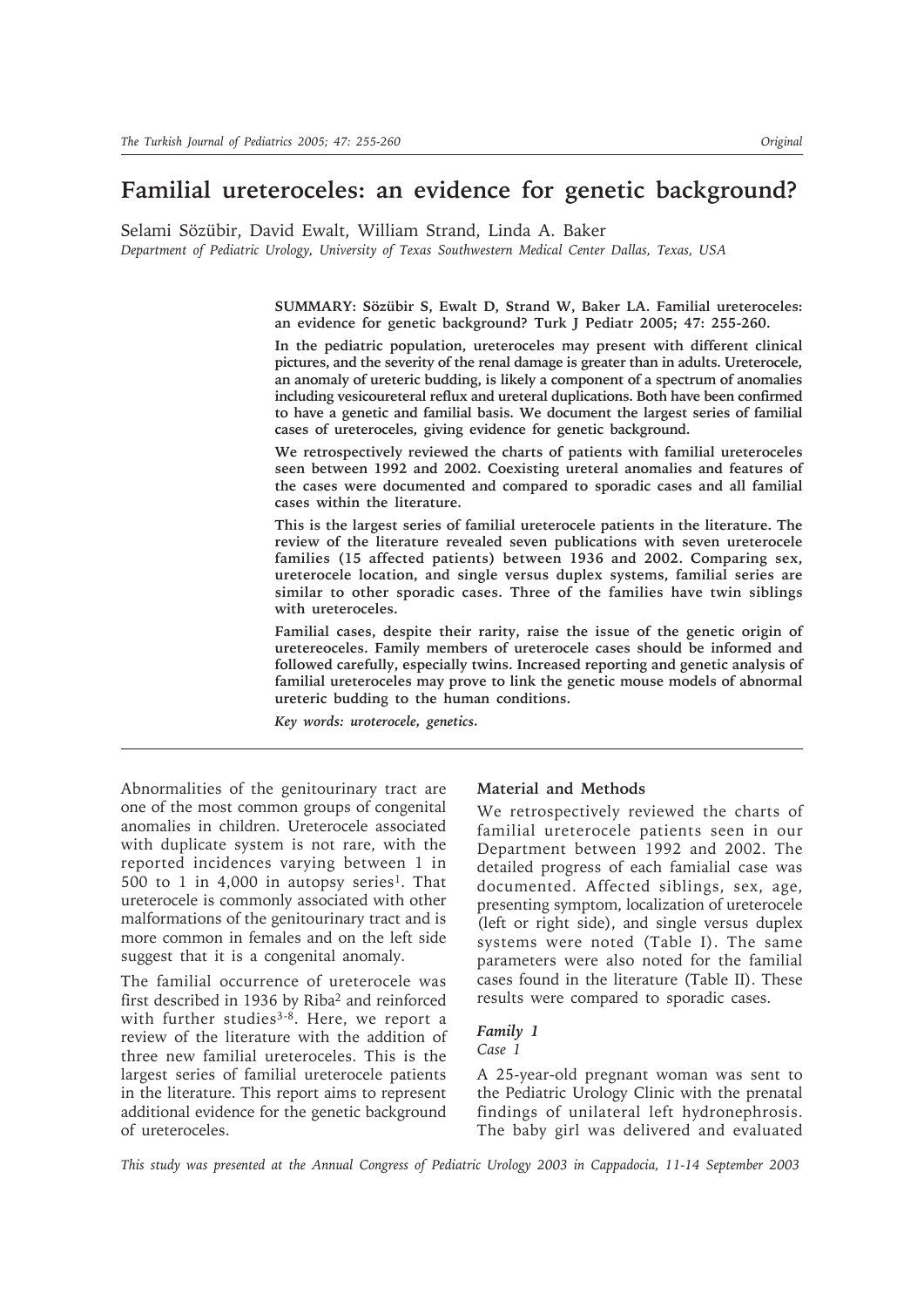# Familial ureteroceles: an evidence for genetic background?

Selami Sözübir, David Ewalt, William Strand, Linda A. Baker

*Department of Pediatric Urology, University of Texas Southwestern Medical Center Dallas, Texas, USA*

**SUMMARY: Sözübir S, Ewalt D, Strand W, Baker LA. Familial ureteroceles: an evidence for genetic background? Turk J Pediatr 2005; 47: 255-260.**

**In the pediatric population, ureteroceles may present with different clinical pictures, and the severity of the renal damage is greater than in adults. Ureterocele, an anomaly of ureteric budding, is likely a component of a spectrum of anomalies including vesicoureteral reflux and ureteral duplications. Both have been confirmed to have a genetic and familial basis. We document the largest series of familial cases of ureteroceles, giving evidence for genetic background.**

**We retrospectively reviewed the charts of patients with familial ureteroceles seen between 1992 and 2002. Coexisting ureteral anomalies and features of the cases were documented and compared to sporadic cases and all familial cases within the literature.**

**This is the largest series of familial ureterocele patients in the literature. The review of the literature revealed seven publications with seven ureterocele families (15 affected patients) between 1936 and 2002. Comparing sex, ureterocele location, and single versus duplex systems, familial series are similar to other sporadic cases. Three of the families have twin siblings with ureteroceles.**

**Familial cases, despite their rarity, raise the issue of the genetic origin of uretereoceles. Family members of ureterocele cases should be informed and followed carefully, especially twins. Increased reporting and genetic analysis of familial ureteroceles may prove to link the genetic mouse models of abnormal ureteric budding to the human conditions.**

***Key words: uroterocele, genetics.***

Abnormalities of the genitourinary tract are one of the most common groups of congenital anomalies in children. Ureterocele associated with duplicate system is not rare, with the reported incidences varying between 1 in 500 to 1 in 4,000 in autopsy series[1]. That ureterocele is commonly associated with other malformations of the genitourinary tract and is more common in females and on the left side suggest that it is a congenital anomaly.

The familial occurrence of ureterocele was first described in 1936 by Riba[2] and reinforced with further studies[3-8]. Here, we report a review of the literature with the addition of three new familial ureteroceles. This is the largest series of familial ureterocele patients in the literature. This report aims to represent additional evidence for the genetic background of ureteroceles.

## Material and Methods

We retrospectively reviewed the charts of familial ureterocele patients seen in our Department between 1992 and 2002. The detailed progress of each famialial case was documented. Affected siblings, sex, age, presenting symptom, localization of ureterocele (left or right side), and single versus duplex systems were noted (Table I). The same parameters were also noted for the familial cases found in the literature (Table II). These results were compared to sporadic cases.

### *Family 1*

*Case 1*

A 25-year-old pregnant woman was sent to the Pediatric Urology Clinic with the prenatal findings of unilateral left hydronephrosis. The baby girl was delivered and evaluated

*This study was presented at the Annual Congress of Pediatric Urology 2003 in Cappadocia, 11-14 September 2003*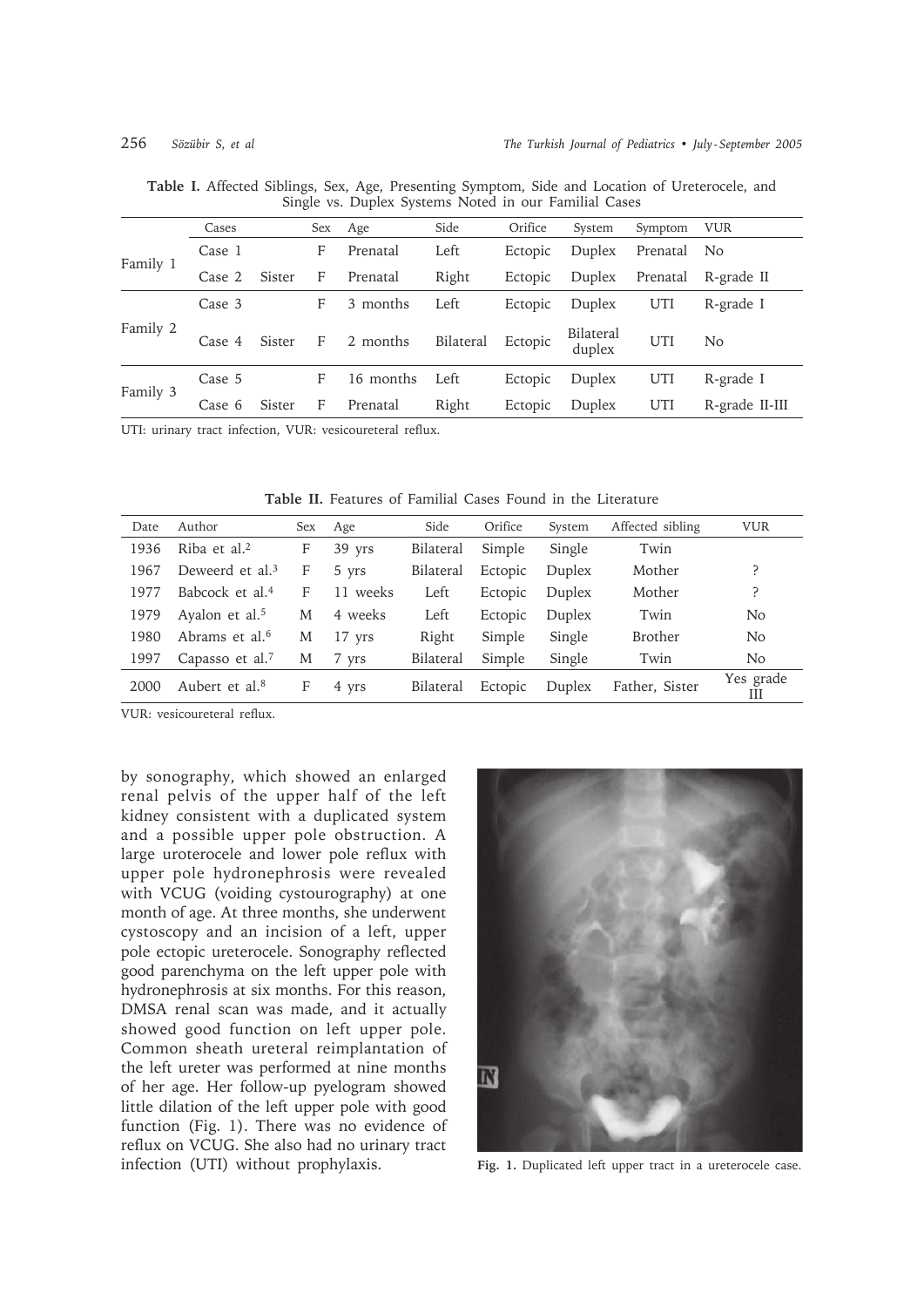**Table I.** Affected Siblings, Sex, Age, Presenting Symptom, Side and Location of Ureterocele, and Single vs. Duplex Systems Noted in our Familial Cases

| | Cases | | Sex | Age | Side | Orifice | System | Symptom | VUR |
|---|---|---|---|---|---|---|---|---|---|
| Family 1 | Case 1 | | F | Prenatal | Left | Ectopic | Duplex | Prenatal | No |
| | Case 2 | Sister | F | Prenatal | Right | Ectopic | Duplex | Prenatal | R-grade II |
| Family 2 | Case 3 | | F | 3 months | Left | Ectopic | Duplex | UTI | R-grade I |
| | Case 4 | Sister | F | 2 months | Bilateral | Ectopic | Bilateral duplex | UTI | No |
| Family 3 | Case 5 | | F | 16 months | Left | Ectopic | Duplex | UTI | R-grade I |
| | Case 6 | Sister | F | Prenatal | Right | Ectopic | Duplex | UTI | R-grade II-III |

UTI: urinary tract infection, VUR: vesicoureteral reflux.

**Table II.** Features of Familial Cases Found in the Literature

| Date | Author | Sex | Age | Side | Orifice | System | Affected sibling | VUR |
|---|---|---|---|---|---|---|---|---|
| 1936 | Riba et al.[2] | F | 39 yrs | Bilateral | Simple | Single | Twin | |
| 1967 | Deweerd et al.[3] | F | 5 yrs | Bilateral | Ectopic | Duplex | Mother | ? |
| 1977 | Babcock et al.[4] | F | 11 weeks | Left | Ectopic | Duplex | Mother | ? |
| 1979 | Ayalon et al.[5] | M | 4 weeks | Left | Ectopic | Duplex | Twin | No |
| 1980 | Abrams et al.[6] | M | 17 yrs | Right | Simple | Single | Brother | No |
| 1997 | Capasso et al.[7] | M | 7 yrs | Bilateral | Simple | Single | Twin | No |
| 2000 | Aubert et al.[8] | F | 4 yrs | Bilateral | Ectopic | Duplex | Father, Sister | Yes grade III |

VUR: vesicoureteral reflux.

by sonography, which showed an enlarged renal pelvis of the upper half of the left kidney consistent with a duplicated system and a possible upper pole obstruction. A large uroterocele and lower pole reflux with upper pole hydronephrosis were revealed with VCUG (voiding cystourography) at one month of age. At three months, she underwent cystoscopy and an incision of a left, upper pole ectopic ureterocele. Sonography reflected good parenchyma on the left upper pole with hydronephrosis at six months. For this reason, DMSA renal scan was made, and it actually showed good function on left upper pole. Common sheath ureteral reimplantation of the left ureter was performed at nine months of her age. Her follow-up pyelogram showed little dilation of the left upper pole with good function (Fig. 1). There was no evidence of reflux on VCUG. She also had no urinary tract infection (UTI) without prophylaxis.

**Fig. 1.** Duplicated left upper tract in a ureterocele case.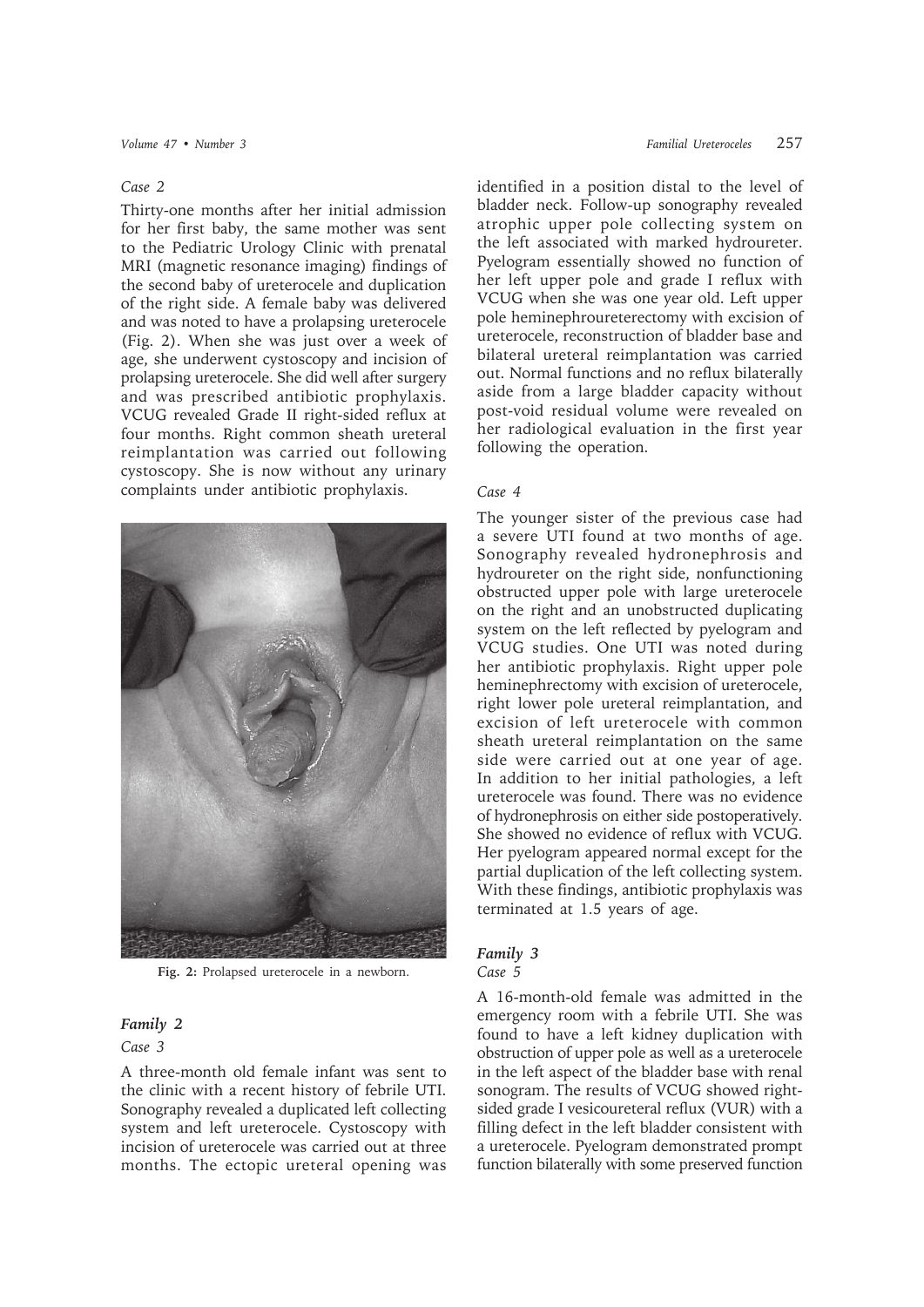### Case 2

Thirty-one months after her initial admission for her first baby, the same mother was sent to the Pediatric Urology Clinic with prenatal MRI (magnetic resonance imaging) findings of the second baby of ureterocele and duplication of the right side. A female baby was delivered and was noted to have a prolapsing ureterocele (Fig. 2). When she was just over a week of age, she underwent cystoscopy and incision of prolapsing ureterocele. She did well after surgery and was prescribed antibiotic prophylaxis. VCUG revealed Grade II right-sided reflux at four months. Right common sheath ureteral reimplantation was carried out following cystoscopy. She is now without any urinary complaints under antibiotic prophylaxis.

**Fig. 2:** Prolapsed ureterocele in a newborn.

## Family 2

### Case 3

A three-month old female infant was sent to the clinic with a recent history of febrile UTI. Sonography revealed a duplicated left collecting system and left ureterocele. Cystoscopy with incision of ureterocele was carried out at three months. The ectopic ureteral opening was identified in a position distal to the level of bladder neck. Follow-up sonography revealed atrophic upper pole collecting system on the left associated with marked hydroureter. Pyelogram essentially showed no function of her left upper pole and grade I reflux with VCUG when she was one year old. Left upper pole heminephroureterectomy with excision of ureterocele, reconstruction of bladder base and bilateral ureteral reimplantation was carried out. Normal functions and no reflux bilaterally aside from a large bladder capacity without post-void residual volume were revealed on her radiological evaluation in the first year following the operation.

### Case 4

The younger sister of the previous case had a severe UTI found at two months of age. Sonography revealed hydronephrosis and hydroureter on the right side, nonfunctioning obstructed upper pole with large ureterocele on the right and an unobstructed duplicating system on the left reflected by pyelogram and VCUG studies. One UTI was noted during her antibiotic prophylaxis. Right upper pole heminephrectomy with excision of ureterocele, right lower pole ureteral reimplantation, and excision of left ureterocele with common sheath ureteral reimplantation on the same side were carried out at one year of age. In addition to her initial pathologies, a left ureterocele was found. There was no evidence of hydronephrosis on either side postoperatively. She showed no evidence of reflux with VCUG. Her pyelogram appeared normal except for the partial duplication of the left collecting system. With these findings, antibiotic prophylaxis was terminated at 1.5 years of age.

## Family 3

### Case 5

A 16-month-old female was admitted in the emergency room with a febrile UTI. She was found to have a left kidney duplication with obstruction of upper pole as well as a ureterocele in the left aspect of the bladder base with renal sonogram. The results of VCUG showed right-sided grade I vesicoureteral reflux (VUR) with a filling defect in the left bladder consistent with a ureterocele. Pyelogram demonstrated prompt function bilaterally with some preserved function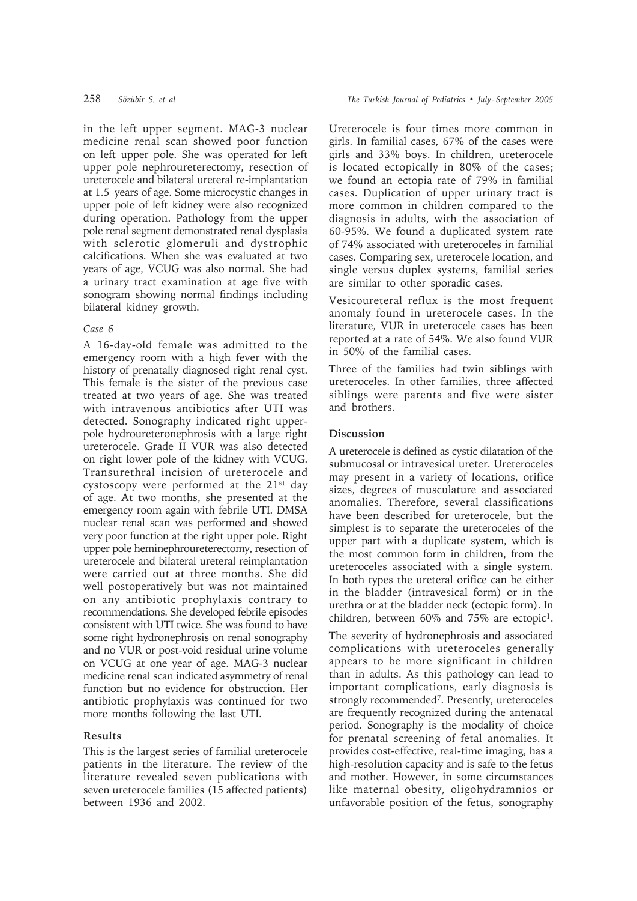in the left upper segment. MAG-3 nuclear medicine renal scan showed poor function on left upper pole. She was operated for left upper pole nephroureterectomy, resection of ureterocele and bilateral ureteral re-implantation at 1.5 years of age. Some microcystic changes in upper pole of left kidney were also recognized during operation. Pathology from the upper pole renal segment demonstrated renal dysplasia with sclerotic glomeruli and dystrophic calcifications. When she was evaluated at two years of age, VCUG was also normal. She had a urinary tract examination at age five with sonogram showing normal findings including bilateral kidney growth.

### *Case 6*

A 16-day-old female was admitted to the emergency room with a high fever with the history of prenatally diagnosed right renal cyst. This female is the sister of the previous case treated at two years of age. She was treated with intravenous antibiotics after UTI was detected. Sonography indicated right upper-pole hydroureteronephrosis with a large right ureterocele. Grade II VUR was also detected on right lower pole of the kidney with VCUG. Transurethral incision of ureterocele and cystoscopy were performed at the 21st day of age. At two months, she presented at the emergency room again with febrile UTI. DMSA nuclear renal scan was performed and showed very poor function at the right upper pole. Right upper pole heminephroureterectomy, resection of ureterocele and bilateral ureteral reimplantation were carried out at three months. She did well postoperatively but was not maintained on any antibiotic prophylaxis contrary to recommendations. She developed febrile episodes consistent with UTI twice. She was found to have some right hydronephrosis on renal sonography and no VUR or post-void residual urine volume on VCUG at one year of age. MAG-3 nuclear medicine renal scan indicated asymmetry of renal function but no evidence for obstruction. Her antibiotic prophylaxis was continued for two more months following the last UTI.

## Results

This is the largest series of familial ureterocele patients in the literature. The review of the literature revealed seven publications with seven ureterocele families (15 affected patients) between 1936 and 2002.

Ureterocele is four times more common in girls. In familial cases, 67% of the cases were girls and 33% boys. In children, ureterocele is located ectopically in 80% of the cases; we found an ectopia rate of 79% in familial cases. Duplication of upper urinary tract is more common in children compared to the diagnosis in adults, with the association of 60-95%. We found a duplicated system rate of 74% associated with ureteroceles in familial cases. Comparing sex, ureterocele location, and single versus duplex systems, familial series are similar to other sporadic cases.

Vesicoureteral reflux is the most frequent anomaly found in ureterocele cases. In the literature, VUR in ureterocele cases has been reported at a rate of 54%. We also found VUR in 50% of the familial cases.

Three of the families had twin siblings with ureteroceles. In other families, three affected siblings were parents and five were sister and brothers.

## Discussion

A ureterocele is defined as cystic dilatation of the submucosal or intravesical ureter. Ureteroceles may present in a variety of locations, orifice sizes, degrees of musculature and associated anomalies. Therefore, several classifications have been described for ureterocele, but the simplest is to separate the ureteroceles of the upper part with a duplicate system, which is the most common form in children, from the ureteroceles associated with a single system. In both types the ureteral orifice can be either in the bladder (intravesical form) or in the urethra or at the bladder neck (ectopic form). In children, between 60% and 75% are ectopic[1].

The severity of hydronephrosis and associated complications with ureteroceles generally appears to be more significant in children than in adults. As this pathology can lead to important complications, early diagnosis is strongly recommended[7]. Presently, ureteroceles are frequently recognized during the antenatal period. Sonography is the modality of choice for prenatal screening of fetal anomalies. It provides cost-effective, real-time imaging, has a high-resolution capacity and is safe to the fetus and mother. However, in some circumstances like maternal obesity, oligohydramnios or unfavorable position of the fetus, sonography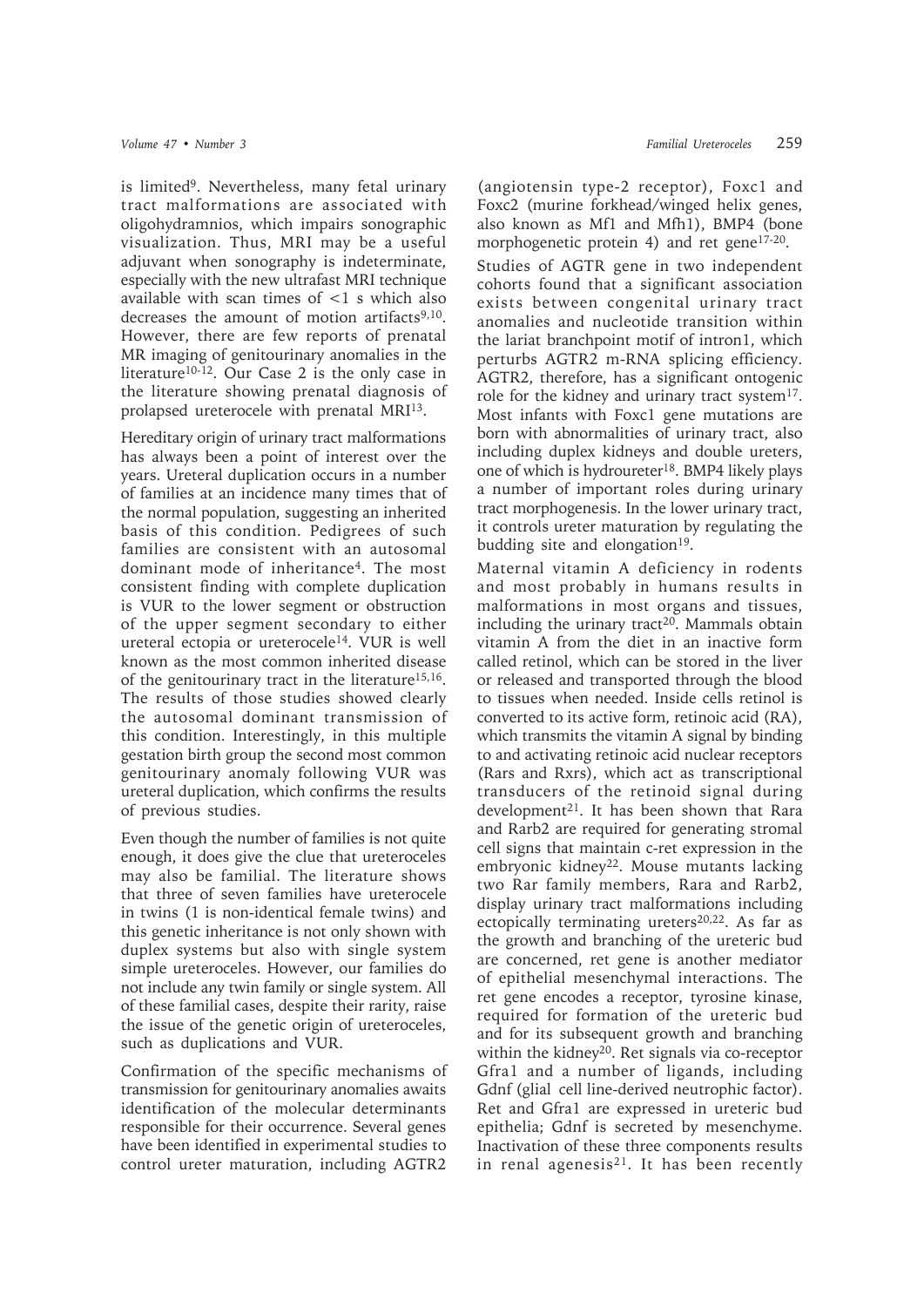is limited[9]. Nevertheless, many fetal urinary tract malformations are associated with oligohydramnios, which impairs sonographic visualization. Thus, MRI may be a useful adjuvant when sonography is indeterminate, especially with the new ultrafast MRI technique available with scan times of <1 s which also decreases the amount of motion artifacts[9,10]. However, there are few reports of prenatal MR imaging of genitourinary anomalies in the literature[10-12]. Our Case 2 is the only case in the literature showing prenatal diagnosis of prolapsed ureterocele with prenatal MRI[13].

Hereditary origin of urinary tract malformations has always been a point of interest over the years. Ureteral duplication occurs in a number of families at an incidence many times that of the normal population, suggesting an inherited basis of this condition. Pedigrees of such families are consistent with an autosomal dominant mode of inheritance[4]. The most consistent finding with complete duplication is VUR to the lower segment or obstruction of the upper segment secondary to either ureteral ectopia or ureterocele[14]. VUR is well known as the most common inherited disease of the genitourinary tract in the literature[15,16]. The results of those studies showed clearly the autosomal dominant transmission of this condition. Interestingly, in this multiple gestation birth group the second most common genitourinary anomaly following VUR was ureteral duplication, which confirms the results of previous studies.

Even though the number of families is not quite enough, it does give the clue that ureteroceles may also be familial. The literature shows that three of seven families have ureterocele in twins (1 is non-identical female twins) and this genetic inheritance is not only shown with duplex systems but also with single system simple ureteroceles. However, our families do not include any twin family or single system. All of these familial cases, despite their rarity, raise the issue of the genetic origin of ureteroceles, such as duplications and VUR.

Confirmation of the specific mechanisms of transmission for genitourinary anomalies awaits identification of the molecular determinants responsible for their occurrence. Several genes have been identified in experimental studies to control ureter maturation, including AGTR2 (angiotensin type-2 receptor), Foxc1 and Foxc2 (murine forkhead/winged helix genes, also known as Mf1 and Mfh1), BMP4 (bone morphogenetic protein 4) and ret gene[17-20].

Studies of AGTR gene in two independent cohorts found that a significant association exists between congenital urinary tract anomalies and nucleotide transition within the lariat branchpoint motif of intron1, which perturbs AGTR2 m-RNA splicing efficiency. AGTR2, therefore, has a significant ontogenic role for the kidney and urinary tract system[17]. Most infants with Foxc1 gene mutations are born with abnormalities of urinary tract, also including duplex kidneys and double ureters, one of which is hydroureter[18]. BMP4 likely plays a number of important roles during urinary tract morphogenesis. In the lower urinary tract, it controls ureter maturation by regulating the budding site and elongation[19].

Maternal vitamin A deficiency in rodents and most probably in humans results in malformations in most organs and tissues, including the urinary tract[20]. Mammals obtain vitamin A from the diet in an inactive form called retinol, which can be stored in the liver or released and transported through the blood to tissues when needed. Inside cells retinol is converted to its active form, retinoic acid (RA), which transmits the vitamin A signal by binding to and activating retinoic acid nuclear receptors (Rars and Rxrs), which act as transcriptional transducers of the retinoid signal during development[21]. It has been shown that Rara and Rarb2 are required for generating stromal cell signs that maintain c-ret expression in the embryonic kidney[22]. Mouse mutants lacking two Rar family members, Rara and Rarb2, display urinary tract malformations including ectopically terminating ureters[20,22]. As far as the growth and branching of the ureteric bud are concerned, ret gene is another mediator of epithelial mesenchymal interactions. The ret gene encodes a receptor, tyrosine kinase, required for formation of the ureteric bud and for its subsequent growth and branching within the kidney[20]. Ret signals via co-receptor Gfra1 and a number of ligands, including Gdnf (glial cell line-derived neutrophic factor). Ret and Gfra1 are expressed in ureteric bud epithelia; Gdnf is secreted by mesenchyme. Inactivation of these three components results in renal agenesis[21]. It has been recently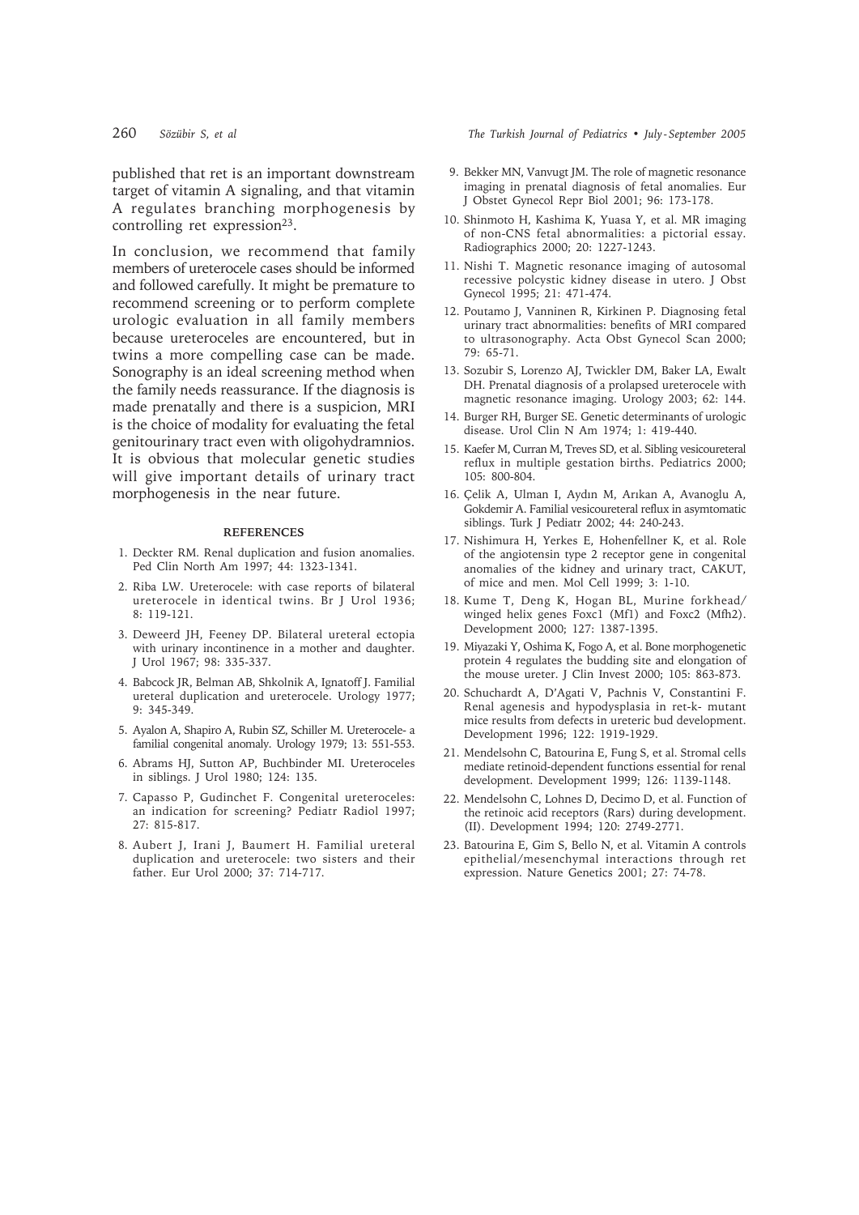published that ret is an important downstream target of vitamin A signaling, and that vitamin A regulates branching morphogenesis by controlling ret expression[23].

In conclusion, we recommend that family members of ureterocele cases should be informed and followed carefully. It might be premature to recommend screening or to perform complete urologic evaluation in all family members because ureteroceles are encountered, but in twins a more compelling case can be made. Sonography is an ideal screening method when the family needs reassurance. If the diagnosis is made prenatally and there is a suspicion, MRI is the choice of modality for evaluating the fetal genitourinary tract even with oligohydramnios. It is obvious that molecular genetic studies will give important details of urinary tract morphogenesis in the near future.

## REFERENCES

1. Deckter RM. Renal duplication and fusion anomalies. Ped Clin North Am 1997; 44: 1323-1341.
2. Riba LW. Ureterocele: with case reports of bilateral ureterocele in identical twins. Br J Urol 1936; 8: 119-121.
3. Deweerd JH, Feeney DP. Bilateral ureteral ectopia with urinary incontinence in a mother and daughter. J Urol 1967; 98: 335-337.
4. Babcock JR, Belman AB, Shkolnik A, Ignatoff J. Familial ureteral duplication and ureterocele. Urology 1977; 9: 345-349.
5. Ayalon A, Shapiro A, Rubin SZ, Schiller M. Ureterocele- a familial congenital anomaly. Urology 1979; 13: 551-553.
6. Abrams HJ, Sutton AP, Buchbinder MI. Ureteroceles in siblings. J Urol 1980; 124: 135.
7. Capasso P, Gudinchet F. Congenital ureteroceles: an indication for screening? Pediatr Radiol 1997; 27: 815-817.
8. Aubert J, Irani J, Baumert H. Familial ureteral duplication and ureterocele: two sisters and their father. Eur Urol 2000; 37: 714-717.
9. Bekker MN, Vanvugt JM. The role of magnetic resonance imaging in prenatal diagnosis of fetal anomalies. Eur J Obstet Gynecol Repr Biol 2001; 96: 173-178.
10. Shinmoto H, Kashima K, Yuasa Y, et al. MR imaging of non-CNS fetal abnormalities: a pictorial essay. Radiographics 2000; 20: 1227-1243.
11. Nishi T. Magnetic resonance imaging of autosomal recessive polcystic kidney disease in utero. J Obst Gynecol 1995; 21: 471-474.
12. Poutamo J, Vanninen R, Kirkinen P. Diagnosing fetal urinary tract abnormalities: benefits of MRI compared to ultrasonography. Acta Obst Gynecol Scan 2000; 79: 65-71.
13. Sozubir S, Lorenzo AJ, Twickler DM, Baker LA, Ewalt DH. Prenatal diagnosis of a prolapsed ureterocele with magnetic resonance imaging. Urology 2003; 62: 144.
14. Burger RH, Burger SE. Genetic determinants of urologic disease. Urol Clin N Am 1974; 1: 419-440.
15. Kaefer M, Curran M, Treves SD, et al. Sibling vesicoureteral reflux in multiple gestation births. Pediatrics 2000; 105: 800-804.
16. Çelik A, Ulman I, Aydın M, Arıkan A, Avanoglu A, Gokdemir A. Familial vesicoureteral reflux in asymtomatic siblings. Turk J Pediatr 2002; 44: 240-243.
17. Nishimura H, Yerkes E, Hohenfellner K, et al. Role of the angiotensin type 2 receptor gene in congenital anomalies of the kidney and urinary tract, CAKUT, of mice and men. Mol Cell 1999; 3: 1-10.
18. Kume T, Deng K, Hogan BL, Murine forkhead/winged helix genes Foxc1 (Mf1) and Foxc2 (Mfh2). Development 2000; 127: 1387-1395.
19. Miyazaki Y, Oshima K, Fogo A, et al. Bone morphogenetic protein 4 regulates the budding site and elongation of the mouse ureter. J Clin Invest 2000; 105: 863-873.
20. Schuchardt A, D'Agati V, Pachnis V, Constantini F. Renal agenesis and hypodysplasia in ret-k- mutant mice results from defects in ureteric bud development. Development 1996; 122: 1919-1929.
21. Mendelsohn C, Batourina E, Fung S, et al. Stromal cells mediate retinoid-dependent functions essential for renal development. Development 1999; 126: 1139-1148.
22. Mendelsohn C, Lohnes D, Decimo D, et al. Function of the retinoic acid receptors (Rars) during development. (II). Development 1994; 120: 2749-2771.
23. Batourina E, Gim S, Bello N, et al. Vitamin A controls epithelial/mesenchymal interactions through ret expression. Nature Genetics 2001; 27: 74-78.